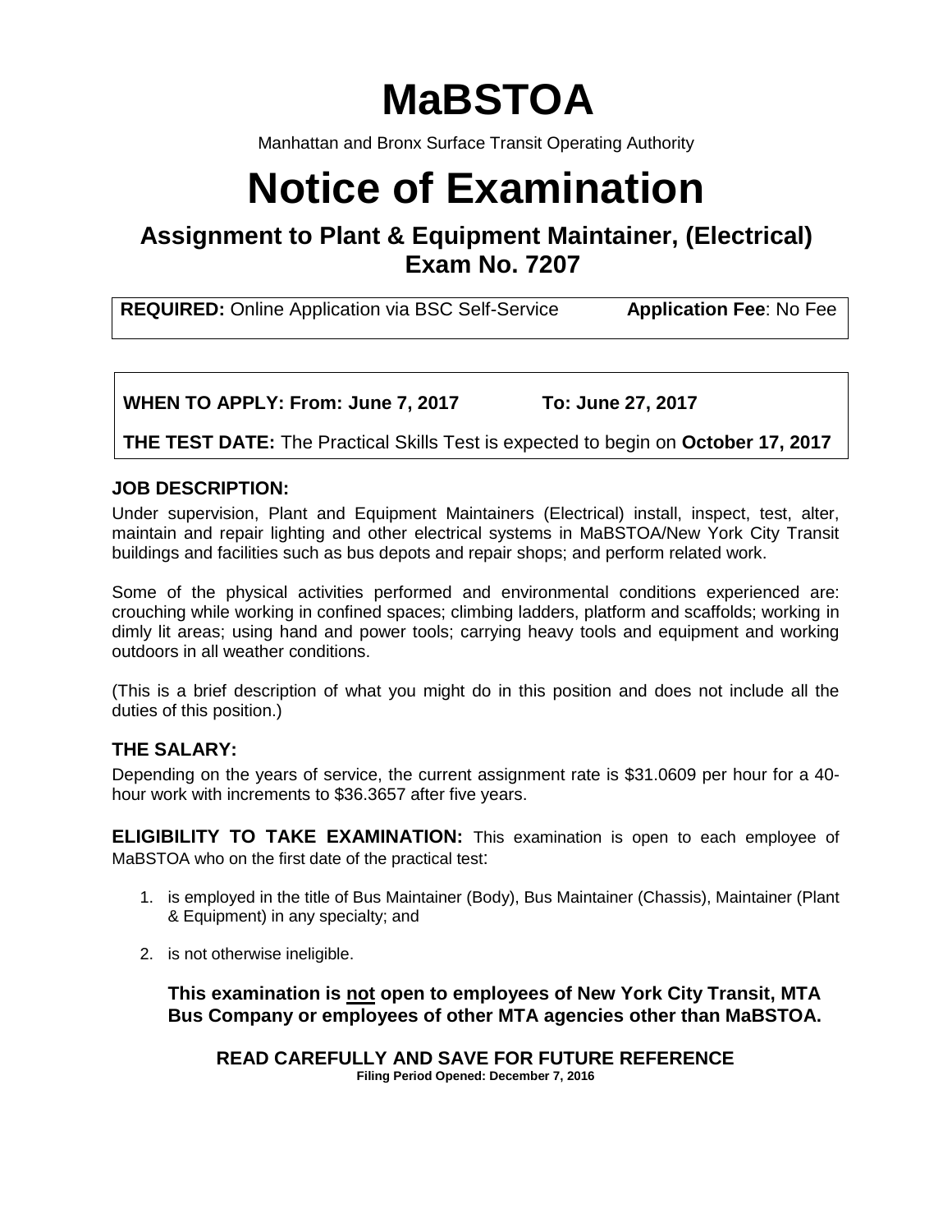# MaBSTOA

Manhattan and Bronx Surface Transit Operating Authority

# Notice of Examination

## Assignment to Plant & Equipment Maintainer, (Electrical) Exam No. 7207

**REQUIRED:** Online Application via BSC Self-Service **Application Fee**: No Fee

**WHEN TO APPLY: From: June 7, 2017 To: June 27, 2017**

**THE TEST DATE:** The Practical Skills Test is expected to begin on **October 17, 2017**

### JOB DESCRIPTION:

Under supervision, Plant and Equipment Maintainers (Electrical) install, inspect, test, alter, maintain and repair lighting and other electrical systems in MaBSTOA/New York City Transit buildings and facilities such as bus depots and repair shops; and perform related work.

Some of the physical activities performed and environmental conditions experienced are: crouching while working in confined spaces; climbing ladders, platform and scaffolds; working in dimly lit areas; using hand and power tools; carrying heavy tools and equipment and working outdoors in all weather conditions.

(This is a brief description of what you might do in this position and does not include all the duties of this position.)

### THE SALARY:

Depending on the years of service, the current assignment rate is $31.0609 per hour for a 40-hour work with increments to $36.3657 after five years.

**ELIGIBILITY TO TAKE EXAMINATION:** This examination is open to each employee of MaBSTOA who on the first date of the practical test:

1. is employed in the title of Bus Maintainer (Body), Bus Maintainer (Chassis), Maintainer (Plant & Equipment) in any specialty; and
2. is not otherwise ineligible.

**This examination is not open to employees of New York City Transit, MTA Bus Company or employees of other MTA agencies other than MaBSTOA.**

**READ CAREFULLY AND SAVE FOR FUTURE REFERENCE**

**Filing Period Opened: December 7, 2016**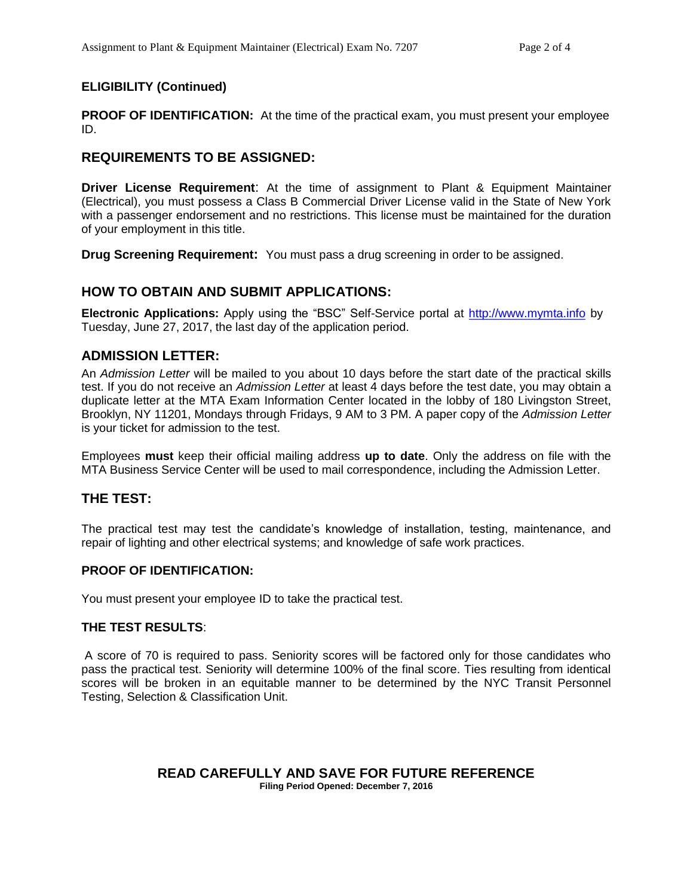### ELIGIBILITY (Continued)

**PROOF OF IDENTIFICATION:** At the time of the practical exam, you must present your employee ID.

## REQUIREMENTS TO BE ASSIGNED:

**Driver License Requirement**: At the time of assignment to Plant & Equipment Maintainer (Electrical), you must possess a Class B Commercial Driver License valid in the State of New York with a passenger endorsement and no restrictions. This license must be maintained for the duration of your employment in this title.

**Drug Screening Requirement:** You must pass a drug screening in order to be assigned.

## HOW TO OBTAIN AND SUBMIT APPLICATIONS:

**Electronic Applications:** Apply using the "BSC" Self-Service portal at http://www.mymta.info by Tuesday, June 27, 2017, the last day of the application period.

## ADMISSION LETTER:

An *Admission Letter* will be mailed to you about 10 days before the start date of the practical skills test. If you do not receive an *Admission Letter* at least 4 days before the test date, you may obtain a duplicate letter at the MTA Exam Information Center located in the lobby of 180 Livingston Street, Brooklyn, NY 11201, Mondays through Fridays, 9 AM to 3 PM. A paper copy of the *Admission Letter* is your ticket for admission to the test.

Employees **must** keep their official mailing address **up to date**. Only the address on file with the MTA Business Service Center will be used to mail correspondence, including the Admission Letter.

## THE TEST:

The practical test may test the candidate's knowledge of installation, testing, maintenance, and repair of lighting and other electrical systems; and knowledge of safe work practices.

### PROOF OF IDENTIFICATION:

You must present your employee ID to take the practical test.

### THE TEST RESULTS:

A score of 70 is required to pass. Seniority scores will be factored only for those candidates who pass the practical test. Seniority will determine 100% of the final score. Ties resulting from identical scores will be broken in an equitable manner to be determined by the NYC Transit Personnel Testing, Selection & Classification Unit.

**READ CAREFULLY AND SAVE FOR FUTURE REFERENCE**

**Filing Period Opened: December 7, 2016**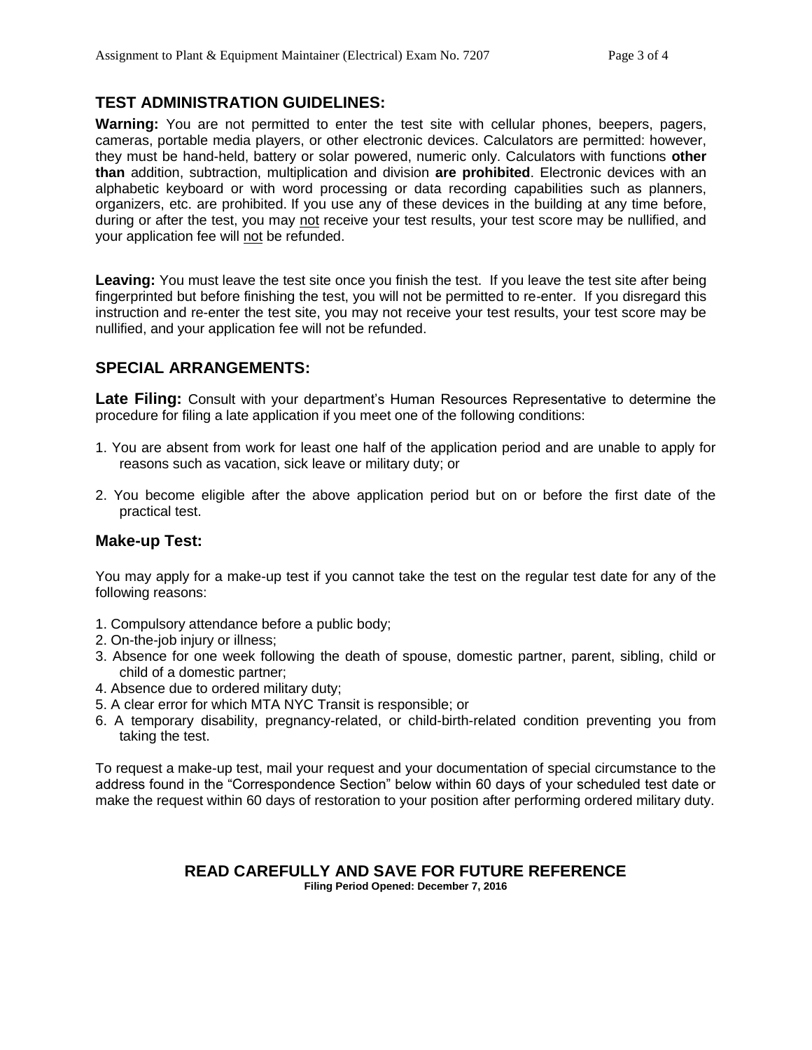## TEST ADMINISTRATION GUIDELINES:

**Warning:** You are not permitted to enter the test site with cellular phones, beepers, pagers, cameras, portable media players, or other electronic devices. Calculators are permitted: however, they must be hand-held, battery or solar powered, numeric only. Calculators with functions **other than** addition, subtraction, multiplication and division **are prohibited**. Electronic devices with an alphabetic keyboard or with word processing or data recording capabilities such as planners, organizers, etc. are prohibited. If you use any of these devices in the building at any time before, during or after the test, you may not receive your test results, your test score may be nullified, and your application fee will not be refunded.

**Leaving:** You must leave the test site once you finish the test. If you leave the test site after being fingerprinted but before finishing the test, you will not be permitted to re-enter. If you disregard this instruction and re-enter the test site, you may not receive your test results, your test score may be nullified, and your application fee will not be refunded.

## SPECIAL ARRANGEMENTS:

**Late Filing:** Consult with your department's Human Resources Representative to determine the procedure for filing a late application if you meet one of the following conditions:

1. You are absent from work for least one half of the application period and are unable to apply for reasons such as vacation, sick leave or military duty; or

2. You become eligible after the above application period but on or before the first date of the practical test.

### Make-up Test:

You may apply for a make-up test if you cannot take the test on the regular test date for any of the following reasons:

1. Compulsory attendance before a public body;
2. On-the-job injury or illness;
3. Absence for one week following the death of spouse, domestic partner, parent, sibling, child or child of a domestic partner;
4. Absence due to ordered military duty;
5. A clear error for which MTA NYC Transit is responsible; or
6. A temporary disability, pregnancy-related, or child-birth-related condition preventing you from taking the test.

To request a make-up test, mail your request and your documentation of special circumstance to the address found in the "Correspondence Section" below within 60 days of your scheduled test date or make the request within 60 days of restoration to your position after performing ordered military duty.

**READ CAREFULLY AND SAVE FOR FUTURE REFERENCE**

**Filing Period Opened: December 7, 2016**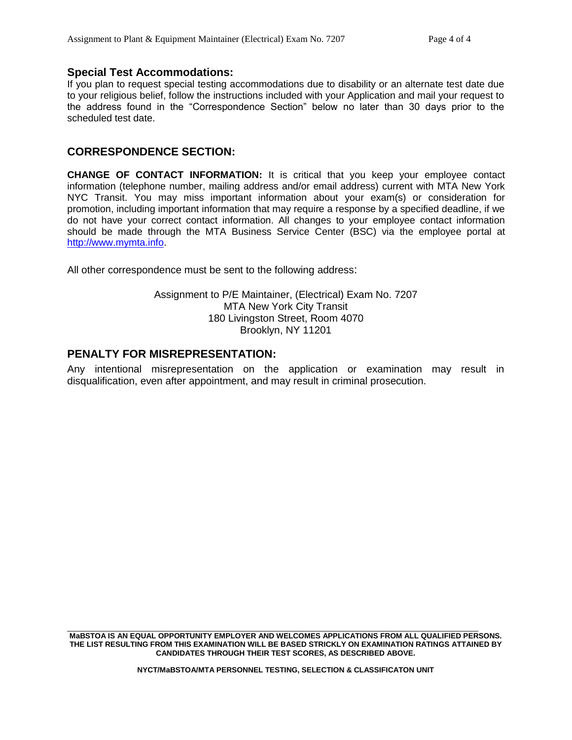## Special Test Accommodations:

If you plan to request special testing accommodations due to disability or an alternate test date due to your religious belief, follow the instructions included with your Application and mail your request to the address found in the "Correspondence Section" below no later than 30 days prior to the scheduled test date.

## CORRESPONDENCE SECTION:

**CHANGE OF CONTACT INFORMATION:** It is critical that you keep your employee contact information (telephone number, mailing address and/or email address) current with MTA New York NYC Transit. You may miss important information about your exam(s) or consideration for promotion, including important information that may require a response by a specified deadline, if we do not have your correct contact information. All changes to your employee contact information should be made through the MTA Business Service Center (BSC) via the employee portal at http://www.mymta.info.

All other correspondence must be sent to the following address:

Assignment to P/E Maintainer, (Electrical) Exam No. 7207
MTA New York City Transit
180 Livingston Street, Room 4070
Brooklyn, NY 11201

## PENALTY FOR MISREPRESENTATION:

Any intentional misrepresentation on the application or examination may result in disqualification, even after appointment, and may result in criminal prosecution.

**MaBSTOA IS AN EQUAL OPPORTUNITY EMPLOYER AND WELCOMES APPLICATIONS FROM ALL QUALIFIED PERSONS. THE LIST RESULTING FROM THIS EXAMINATION WILL BE BASED STRICKLY ON EXAMINATION RATINGS ATTAINED BY CANDIDATES THROUGH THEIR TEST SCORES, AS DESCRIBED ABOVE.**

**NYCT/MaBSTOA/MTA PERSONNEL TESTING, SELECTION & CLASSIFICATON UNIT**